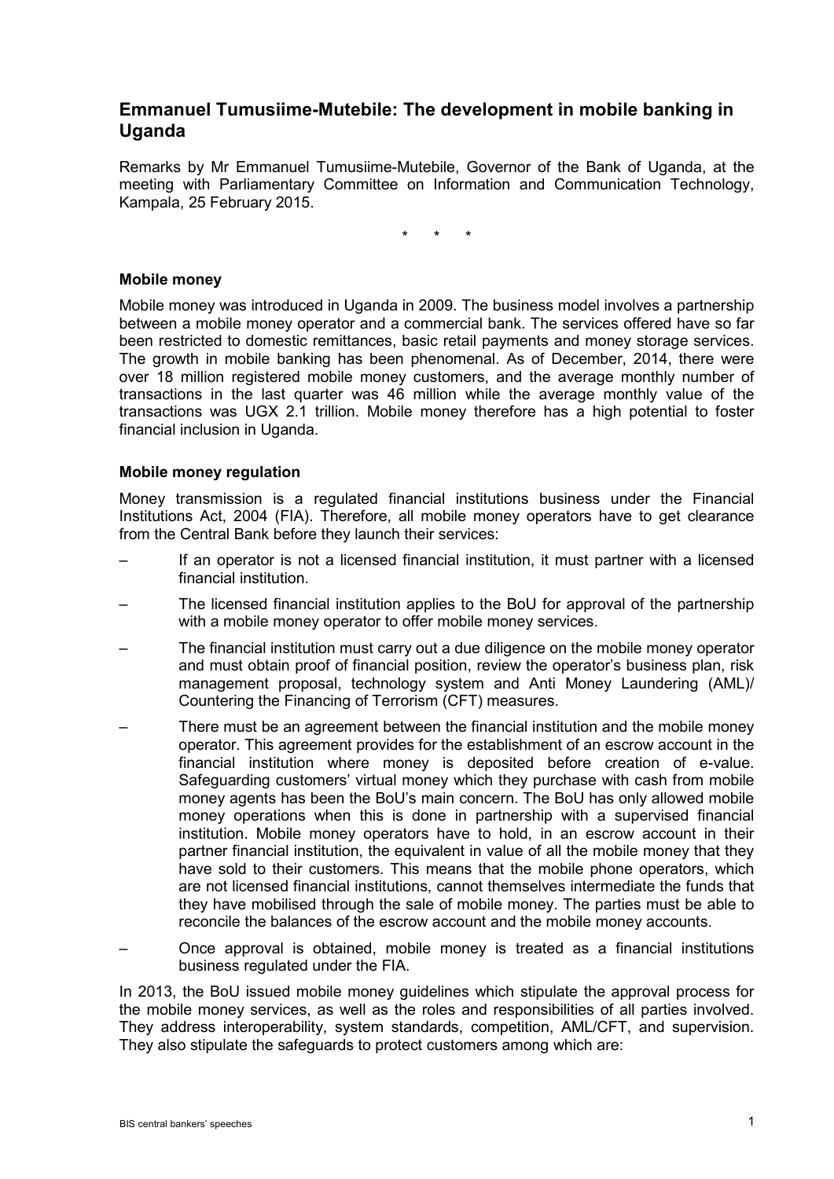## Emmanuel Tumusiime-Mutebile: The development in mobile banking in Uganda

Remarks by Mr Emmanuel Tumusiime-Mutebile, Governor of the Bank of Uganda, at the meeting with Parliamentary Committee on Information and Communication Technology, Kampala, 25 February 2015.

\* \* \*

**Mobile money**

Mobile money was introduced in Uganda in 2009. The business model involves a partnership between a mobile money operator and a commercial bank. The services offered have so far been restricted to domestic remittances, basic retail payments and money storage services. The growth in mobile banking has been phenomenal. As of December, 2014, there were over 18 million registered mobile money customers, and the average monthly number of transactions in the last quarter was 46 million while the average monthly value of the transactions was UGX 2.1 trillion. Mobile money therefore has a high potential to foster financial inclusion in Uganda.

**Mobile money regulation**

Money transmission is a regulated financial institutions business under the Financial Institutions Act, 2004 (FIA). Therefore, all mobile money operators have to get clearance from the Central Bank before they launch their services:

- If an operator is not a licensed financial institution, it must partner with a licensed financial institution.
- The licensed financial institution applies to the BoU for approval of the partnership with a mobile money operator to offer mobile money services.
- The financial institution must carry out a due diligence on the mobile money operator and must obtain proof of financial position, review the operator's business plan, risk management proposal, technology system and Anti Money Laundering (AML)/ Countering the Financing of Terrorism (CFT) measures.
- There must be an agreement between the financial institution and the mobile money operator. This agreement provides for the establishment of an escrow account in the financial institution where money is deposited before creation of e-value. Safeguarding customers' virtual money which they purchase with cash from mobile money agents has been the BoU's main concern. The BoU has only allowed mobile money operations when this is done in partnership with a supervised financial institution. Mobile money operators have to hold, in an escrow account in their partner financial institution, the equivalent in value of all the mobile money that they have sold to their customers. This means that the mobile phone operators, which are not licensed financial institutions, cannot themselves intermediate the funds that they have mobilised through the sale of mobile money. The parties must be able to reconcile the balances of the escrow account and the mobile money accounts.
- Once approval is obtained, mobile money is treated as a financial institutions business regulated under the FIA.

In 2013, the BoU issued mobile money guidelines which stipulate the approval process for the mobile money services, as well as the roles and responsibilities of all parties involved. They address interoperability, system standards, competition, AML/CFT, and supervision. They also stipulate the safeguards to protect customers among which are: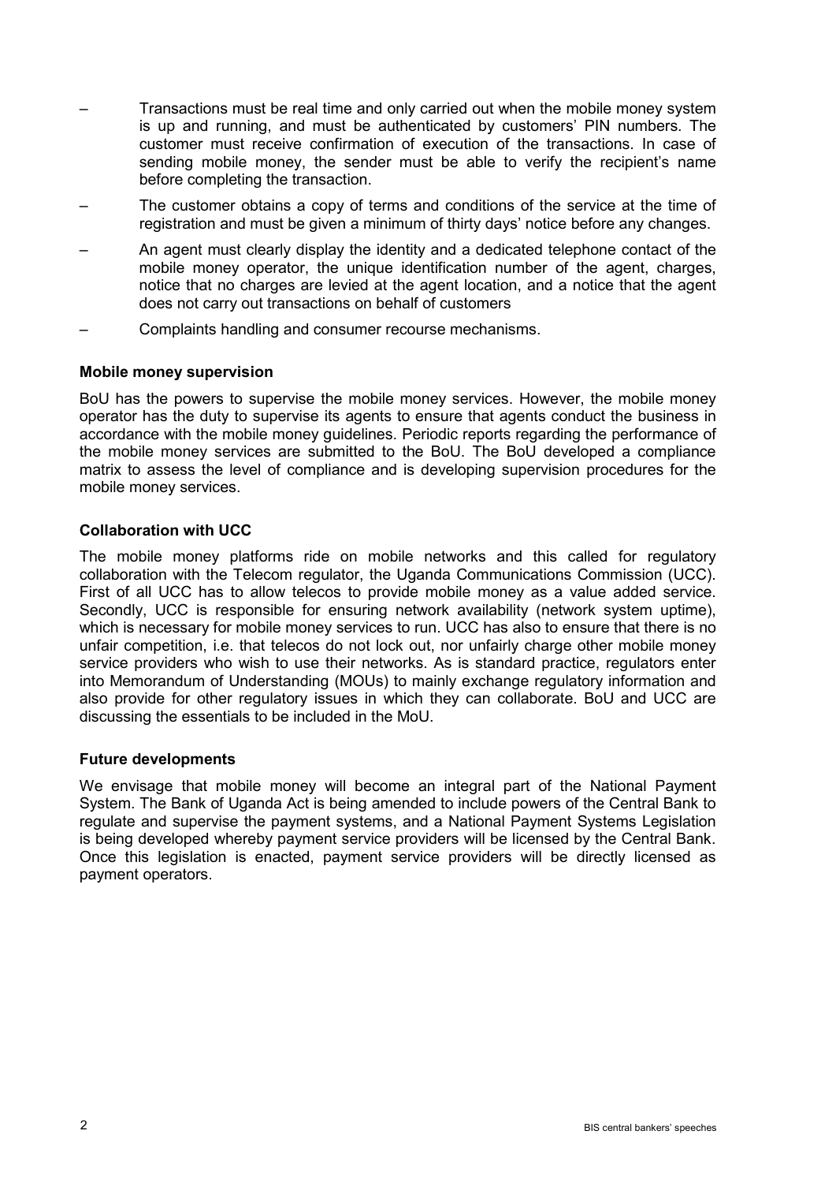- Transactions must be real time and only carried out when the mobile money system is up and running, and must be authenticated by customers' PIN numbers. The customer must receive confirmation of execution of the transactions. In case of sending mobile money, the sender must be able to verify the recipient's name before completing the transaction.
- The customer obtains a copy of terms and conditions of the service at the time of registration and must be given a minimum of thirty days' notice before any changes.
- An agent must clearly display the identity and a dedicated telephone contact of the mobile money operator, the unique identification number of the agent, charges, notice that no charges are levied at the agent location, and a notice that the agent does not carry out transactions on behalf of customers
- Complaints handling and consumer recourse mechanisms.

## Mobile money supervision

BoU has the powers to supervise the mobile money services. However, the mobile money operator has the duty to supervise its agents to ensure that agents conduct the business in accordance with the mobile money guidelines. Periodic reports regarding the performance of the mobile money services are submitted to the BoU. The BoU developed a compliance matrix to assess the level of compliance and is developing supervision procedures for the mobile money services.

## Collaboration with UCC

The mobile money platforms ride on mobile networks and this called for regulatory collaboration with the Telecom regulator, the Uganda Communications Commission (UCC). First of all UCC has to allow telecos to provide mobile money as a value added service. Secondly, UCC is responsible for ensuring network availability (network system uptime), which is necessary for mobile money services to run. UCC has also to ensure that there is no unfair competition, i.e. that telecos do not lock out, nor unfairly charge other mobile money service providers who wish to use their networks. As is standard practice, regulators enter into Memorandum of Understanding (MOUs) to mainly exchange regulatory information and also provide for other regulatory issues in which they can collaborate. BoU and UCC are discussing the essentials to be included in the MoU.

## Future developments

We envisage that mobile money will become an integral part of the National Payment System. The Bank of Uganda Act is being amended to include powers of the Central Bank to regulate and supervise the payment systems, and a National Payment Systems Legislation is being developed whereby payment service providers will be licensed by the Central Bank. Once this legislation is enacted, payment service providers will be directly licensed as payment operators.